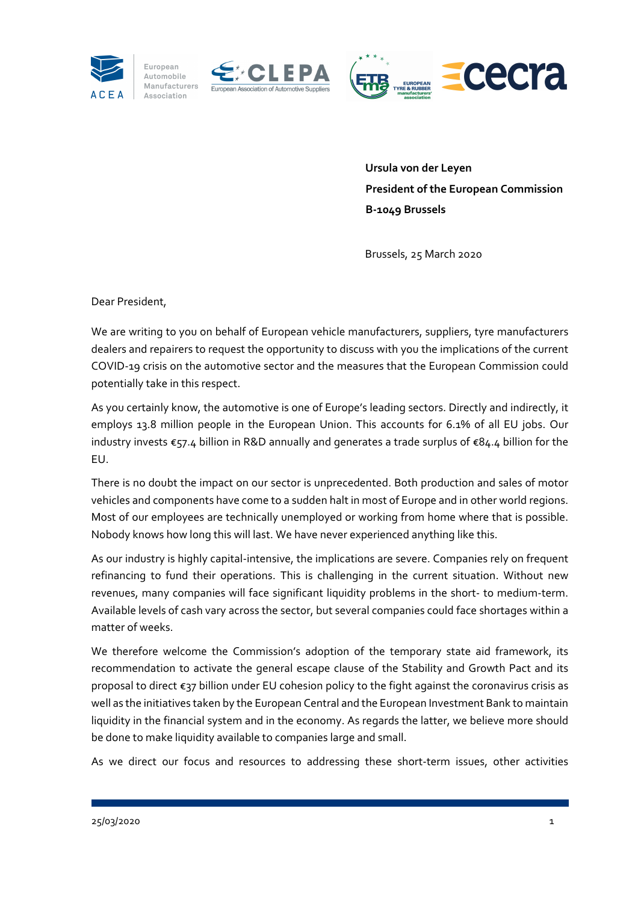**Ursula von der Leyen**
**President of the European Commission**
**B-1049 Brussels**

Brussels, 25 March 2020

Dear President,

We are writing to you on behalf of European vehicle manufacturers, suppliers, tyre manufacturers dealers and repairers to request the opportunity to discuss with you the implications of the current COVID-19 crisis on the automotive sector and the measures that the European Commission could potentially take in this respect.

As you certainly know, the automotive is one of Europe's leading sectors. Directly and indirectly, it employs 13.8 million people in the European Union. This accounts for 6.1% of all EU jobs. Our industry invests €57.4 billion in R&D annually and generates a trade surplus of €84.4 billion for the EU.

There is no doubt the impact on our sector is unprecedented. Both production and sales of motor vehicles and components have come to a sudden halt in most of Europe and in other world regions. Most of our employees are technically unemployed or working from home where that is possible. Nobody knows how long this will last. We have never experienced anything like this.

As our industry is highly capital-intensive, the implications are severe. Companies rely on frequent refinancing to fund their operations. This is challenging in the current situation. Without new revenues, many companies will face significant liquidity problems in the short- to medium-term. Available levels of cash vary across the sector, but several companies could face shortages within a matter of weeks.

We therefore welcome the Commission's adoption of the temporary state aid framework, its recommendation to activate the general escape clause of the Stability and Growth Pact and its proposal to direct €37 billion under EU cohesion policy to the fight against the coronavirus crisis as well as the initiatives taken by the European Central and the European Investment Bank to maintain liquidity in the financial system and in the economy. As regards the latter, we believe more should be done to make liquidity available to companies large and small.

As we direct our focus and resources to addressing these short-term issues, other activities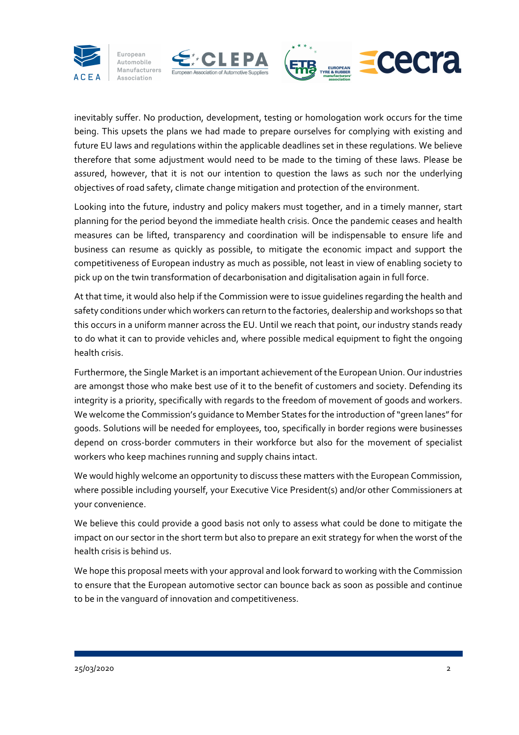inevitably suffer. No production, development, testing or homologation work occurs for the time being. This upsets the plans we had made to prepare ourselves for complying with existing and future EU laws and regulations within the applicable deadlines set in these regulations. We believe therefore that some adjustment would need to be made to the timing of these laws. Please be assured, however, that it is not our intention to question the laws as such nor the underlying objectives of road safety, climate change mitigation and protection of the environment.

Looking into the future, industry and policy makers must together, and in a timely manner, start planning for the period beyond the immediate health crisis. Once the pandemic ceases and health measures can be lifted, transparency and coordination will be indispensable to ensure life and business can resume as quickly as possible, to mitigate the economic impact and support the competitiveness of European industry as much as possible, not least in view of enabling society to pick up on the twin transformation of decarbonisation and digitalisation again in full force.

At that time, it would also help if the Commission were to issue guidelines regarding the health and safety conditions under which workers can return to the factories, dealership and workshops so that this occurs in a uniform manner across the EU. Until we reach that point, our industry stands ready to do what it can to provide vehicles and, where possible medical equipment to fight the ongoing health crisis.

Furthermore, the Single Market is an important achievement of the European Union. Our industries are amongst those who make best use of it to the benefit of customers and society. Defending its integrity is a priority, specifically with regards to the freedom of movement of goods and workers. We welcome the Commission's guidance to Member States for the introduction of "green lanes" for goods. Solutions will be needed for employees, too, specifically in border regions were businesses depend on cross-border commuters in their workforce but also for the movement of specialist workers who keep machines running and supply chains intact.

We would highly welcome an opportunity to discuss these matters with the European Commission, where possible including yourself, your Executive Vice President(s) and/or other Commissioners at your convenience.

We believe this could provide a good basis not only to assess what could be done to mitigate the impact on our sector in the short term but also to prepare an exit strategy for when the worst of the health crisis is behind us.

We hope this proposal meets with your approval and look forward to working with the Commission to ensure that the European automotive sector can bounce back as soon as possible and continue to be in the vanguard of innovation and competitiveness.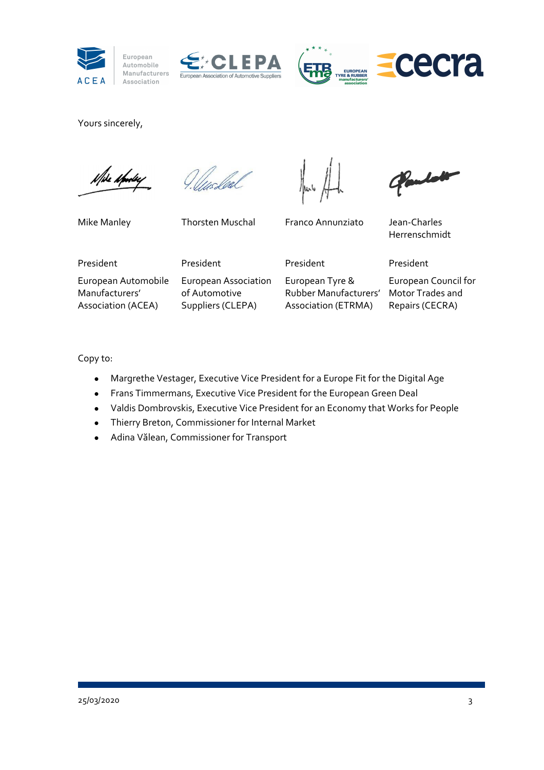Yours sincerely,

| | | | |
|---|---|---|---|
| Mike Manley | Thorsten Muschal | Franco Annunziato | Jean-Charles Herrenschmidt |
| President | President | President | President |
| European Automobile Manufacturers' Association (ACEA) | European Association of Automotive Suppliers (CLEPA) | European Tyre & Rubber Manufacturers' Association (ETRMA) | European Council for Motor Trades and Repairs (CECRA) |

Copy to:

- Margrethe Vestager, Executive Vice President for a Europe Fit for the Digital Age
- Frans Timmermans, Executive Vice President for the European Green Deal
- Valdis Dombrovskis, Executive Vice President for an Economy that Works for People
- Thierry Breton, Commissioner for Internal Market
- Adina Vălean, Commissioner for Transport